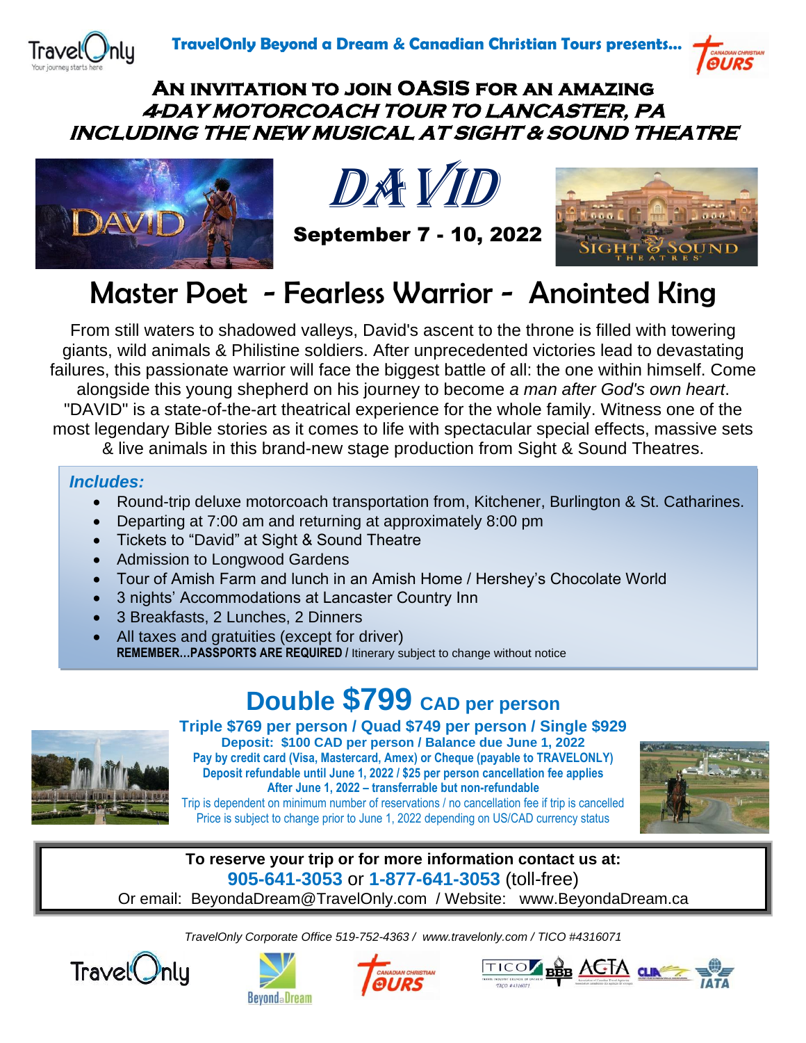TravelOnly Beyond a Dream & Canadian Christian Tours presents…

# An invitation to join OASIS for an amazing 4-DAY MOTORCOACH TOUR TO LANCASTER, PA INCLUDING THE NEW MUSICAL AT SIGHT & SOUND THEATRE

## DAVID

**September 7 - 10, 2022**

## Master Poet - Fearless Warrior - Anointed King

From still waters to shadowed valleys, David's ascent to the throne is filled with towering giants, wild animals & Philistine soldiers. After unprecedented victories lead to devastating failures, this passionate warrior will face the biggest battle of all: the one within himself. Come alongside this young shepherd on his journey to become *a man after God's own heart*. "DAVID" is a state-of-the-art theatrical experience for the whole family. Witness one of the most legendary Bible stories as it comes to life with spectacular special effects, massive sets & live animals in this brand-new stage production from Sight & Sound Theatres.

***Includes:***

- Round-trip deluxe motorcoach transportation from, Kitchener, Burlington & St. Catharines.
- Departing at 7:00 am and returning at approximately 8:00 pm
- Tickets to "David" at Sight & Sound Theatre
- Admission to Longwood Gardens
- Tour of Amish Farm and lunch in an Amish Home / Hershey's Chocolate World
- 3 nights' Accommodations at Lancaster Country Inn
- 3 Breakfasts, 2 Lunches, 2 Dinners
- All taxes and gratuities (except for driver)

**REMEMBER…PASSPORTS ARE REQUIRED** / Itinerary subject to change without notice

## Double $799 CAD per person

**Triple $769 per person / Quad $749 per person / Single $929**

**Deposit: $100 CAD per person / Balance due June 1, 2022**

**Pay by credit card (Visa, Mastercard, Amex) or Cheque (payable to TRAVELONLY)**

**Deposit refundable until June 1, 2022 / $25 per person cancellation fee applies**

**After June 1, 2022 – transferrable but non-refundable**

Trip is dependent on minimum number of reservations / no cancellation fee if trip is cancelled

Price is subject to change prior to June 1, 2022 depending on US/CAD currency status

**To reserve your trip or for more information contact us at:**

**905-641-3053** or **1-877-641-3053** (toll-free)

Or email: BeyondaDream@TravelOnly.com / Website: www.BeyondaDream.ca

*TravelOnly Corporate Office 519-752-4363 / www.travelonly.com / TICO #4316071*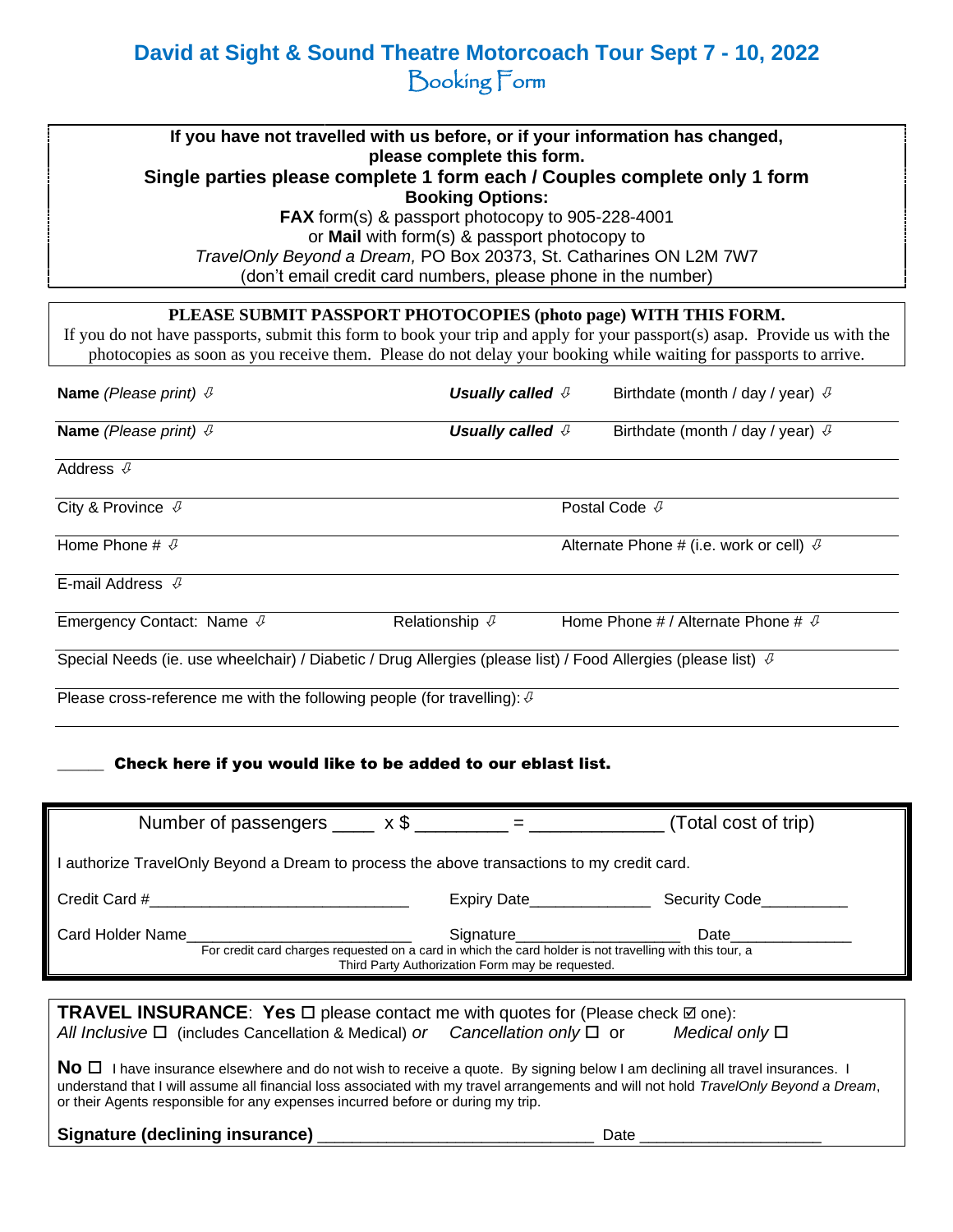# David at Sight & Sound Theatre Motorcoach Tour Sept 7 - 10, 2022

## Booking Form

**If you have not travelled with us before, or if your information has changed, please complete this form.**

**Single parties please complete 1 form each / Couples complete only 1 form**

**Booking Options:**

**FAX** form(s) & passport photocopy to 905-228-4001

or **Mail** with form(s) & passport photocopy to

*TravelOnly Beyond a Dream,* PO Box 20373, St. Catharines ON L2M 7W7

(don't email credit card numbers, please phone in the number)

**PLEASE SUBMIT PASSPORT PHOTOCOPIES (photo page) WITH THIS FORM.**

If you do not have passports, submit this form to book your trip and apply for your passport(s) asap. Provide us with the photocopies as soon as you receive them. Please do not delay your booking while waiting for passports to arrive.

**Name** *(Please print)* ⇩ | ***Usually called*** ⇩ | Birthdate (month / day / year) ⇩

**Name** *(Please print)* ⇩ | ***Usually called*** ⇩ | Birthdate (month / day / year) ⇩

Address ⇩

City & Province ⇩ | Postal Code ⇩

Home Phone # ⇩ | Alternate Phone # (i.e. work or cell) ⇩

E-mail Address ⇩

Emergency Contact: Name ⇩ | Relationship ⇩ | Home Phone # / Alternate Phone # ⇩

Special Needs (ie. use wheelchair) / Diabetic / Drug Allergies (please list) / Food Allergies (please list) ⇩

Please cross-reference me with the following people (for travelling): ⇩

_____ **Check here if you would like to be added to our eblast list.**

Number of passengers ____ x $ ________ = ____________ (Total cost of trip)

I authorize TravelOnly Beyond a Dream to process the above transactions to my credit card.

Credit Card #______________________________ Expiry Date______________ Security Code__________

Card Holder Name_________________________ Signature__________________ Date______________

For credit card charges requested on a card in which the card holder is not travelling with this tour, a Third Party Authorization Form may be requested.

**TRAVEL INSURANCE**: **Yes** ☐ please contact me with quotes for (Please check ☑ one):
*All Inclusive* ☐ (includes Cancellation & Medical) *or* *Cancellation only* ☐ or *Medical only* ☐

**No** ☐ I have insurance elsewhere and do not wish to receive a quote. By signing below I am declining all travel insurances. I understand that I will assume all financial loss associated with my travel arrangements and will not hold *TravelOnly Beyond a Dream*, or their Agents responsible for any expenses incurred before or during my trip.

**Signature (declining insurance)** _____________________________ Date ___________________